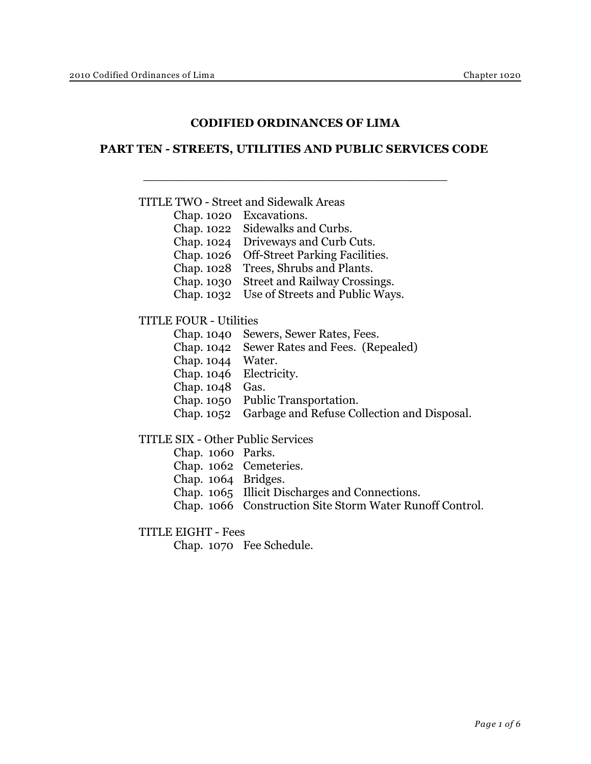# CODIFIED ORDINANCES OF LIMA

## PART TEN - STREETS, UTILITIES AND PUBLIC SERVICES CODE

---

TITLE TWO - Street and Sidewalk Areas

- Chap. 1020 Excavations.
- Chap. 1022 Sidewalks and Curbs.
- Chap. 1024 Driveways and Curb Cuts.
- Chap. 1026 Off-Street Parking Facilities.
- Chap. 1028 Trees, Shrubs and Plants.
- Chap. 1030 Street and Railway Crossings.
- Chap. 1032 Use of Streets and Public Ways.

TITLE FOUR - Utilities

- Chap. 1040 Sewers, Sewer Rates, Fees.
- Chap. 1042 Sewer Rates and Fees. (Repealed)
- Chap. 1044 Water.
- Chap. 1046 Electricity.
- Chap. 1048 Gas.
- Chap. 1050 Public Transportation.
- Chap. 1052 Garbage and Refuse Collection and Disposal.

TITLE SIX - Other Public Services

- Chap. 1060 Parks.
- Chap. 1062 Cemeteries.
- Chap. 1064 Bridges.
- Chap. 1065 Illicit Discharges and Connections.
- Chap. 1066 Construction Site Storm Water Runoff Control.

TITLE EIGHT - Fees

- Chap. 1070 Fee Schedule.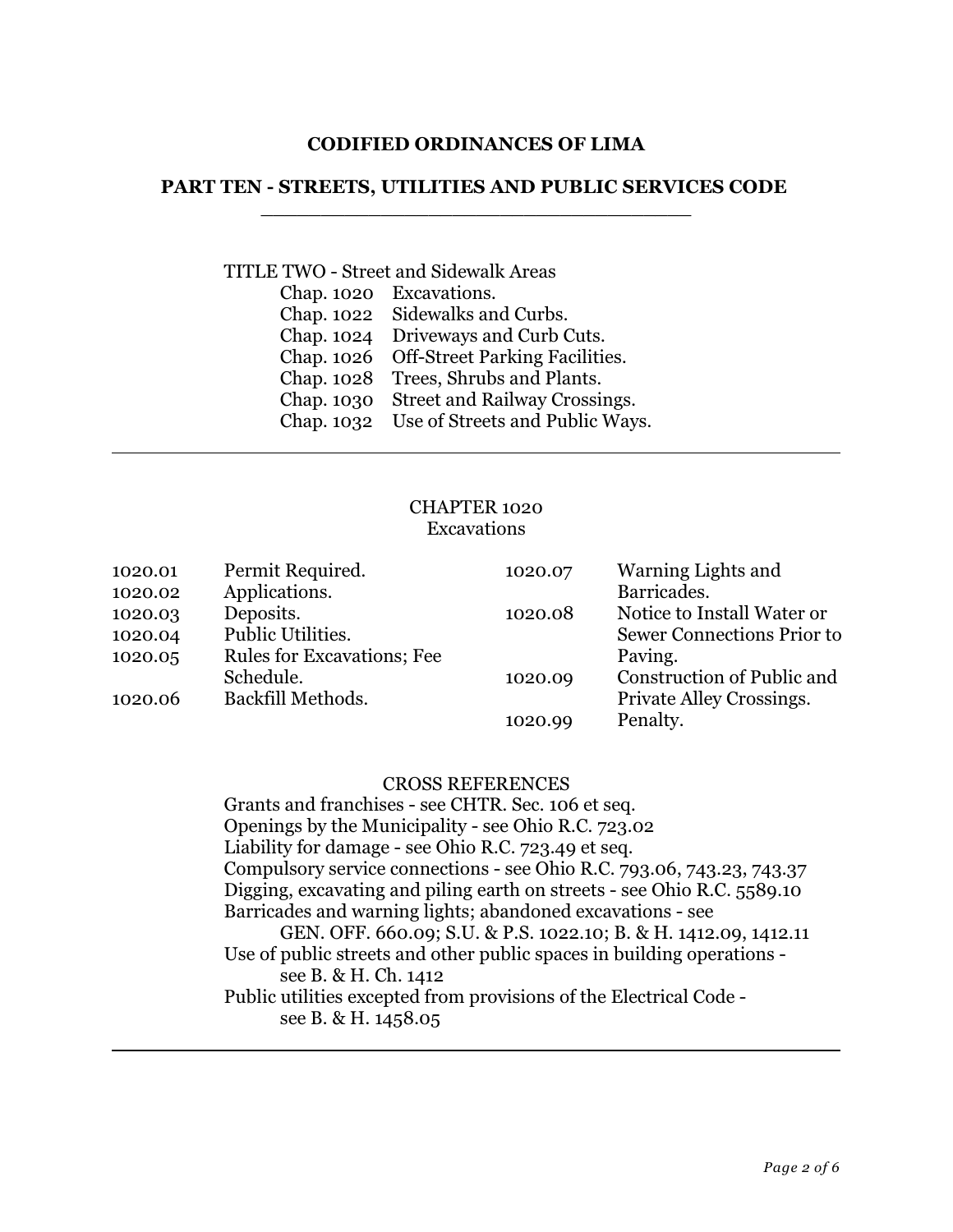# CODIFIED ORDINANCES OF LIMA

## PART TEN - STREETS, UTILITIES AND PUBLIC SERVICES CODE

TITLE TWO - Street and Sidewalk Areas

| | |
|---|---|
| Chap. 1020 | Excavations. |
| Chap. 1022 | Sidewalks and Curbs. |
| Chap. 1024 | Driveways and Curb Cuts. |
| Chap. 1026 | Off-Street Parking Facilities. |
| Chap. 1028 | Trees, Shrubs and Plants. |
| Chap. 1030 | Street and Railway Crossings. |
| Chap. 1032 | Use of Streets and Public Ways. |

---

### CHAPTER 1020
### Excavations

| | |
|---|---|
| 1020.01 | Permit Required. |
| 1020.02 | Applications. |
| 1020.03 | Deposits. |
| 1020.04 | Public Utilities. |
| 1020.05 | Rules for Excavations; Fee Schedule. |
| 1020.06 | Backfill Methods. |
| 1020.07 | Warning Lights and Barricades. |
| 1020.08 | Notice to Install Water or Sewer Connections Prior to Paving. |
| 1020.09 | Construction of Public and Private Alley Crossings. |
| 1020.99 | Penalty. |

CROSS REFERENCES

Grants and franchises - see CHTR. Sec. 106 et seq.
Openings by the Municipality - see Ohio R.C. 723.02
Liability for damage - see Ohio R.C. 723.49 et seq.
Compulsory service connections - see Ohio R.C. 793.06, 743.23, 743.37
Digging, excavating and piling earth on streets - see Ohio R.C. 5589.10
Barricades and warning lights; abandoned excavations - see GEN. OFF. 660.09; S.U. & P.S. 1022.10; B. & H. 1412.09, 1412.11
Use of public streets and other public spaces in building operations - see B. & H. Ch. 1412
Public utilities excepted from provisions of the Electrical Code - see B. & H. 1458.05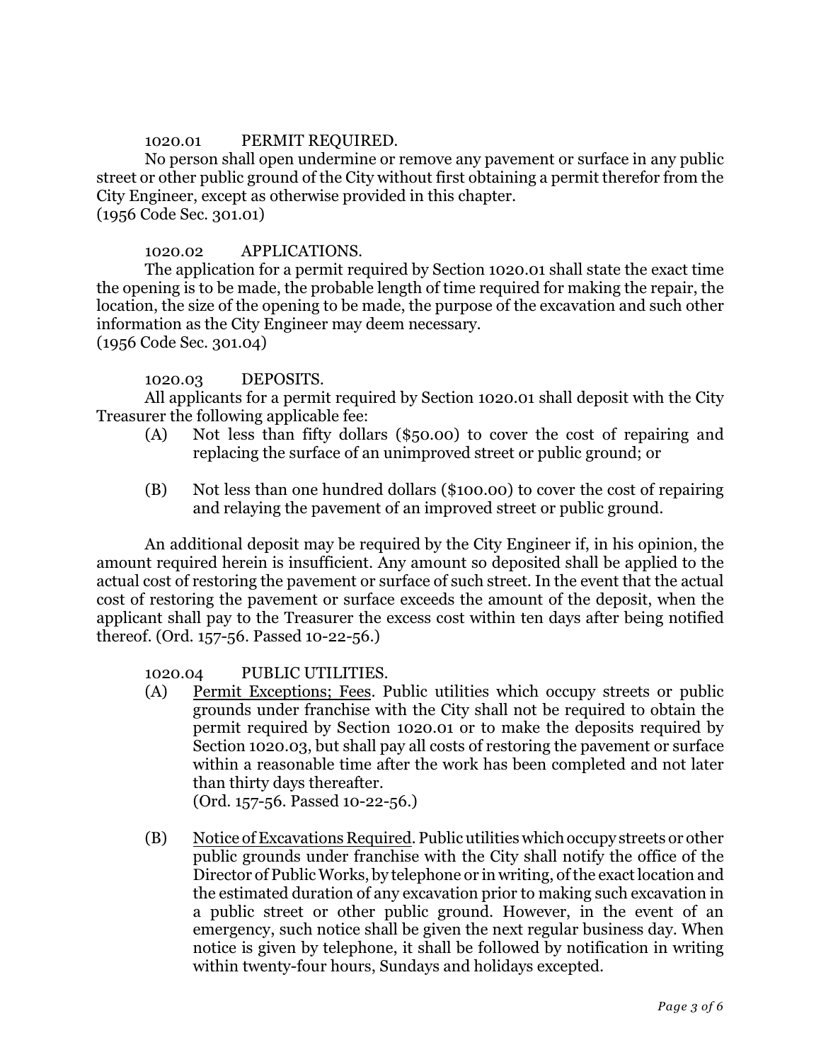### 1020.01 PERMIT REQUIRED.

No person shall open undermine or remove any pavement or surface in any public street or other public ground of the City without first obtaining a permit therefor from the City Engineer, except as otherwise provided in this chapter.
(1956 Code Sec. 301.01)

### 1020.02 APPLICATIONS.

The application for a permit required by Section 1020.01 shall state the exact time the opening is to be made, the probable length of time required for making the repair, the location, the size of the opening to be made, the purpose of the excavation and such other information as the City Engineer may deem necessary.
(1956 Code Sec. 301.04)

### 1020.03 DEPOSITS.

All applicants for a permit required by Section 1020.01 shall deposit with the City Treasurer the following applicable fee:

(A) Not less than fifty dollars ($50.00) to cover the cost of repairing and replacing the surface of an unimproved street or public ground; or

(B) Not less than one hundred dollars ($100.00) to cover the cost of repairing and relaying the pavement of an improved street or public ground.

An additional deposit may be required by the City Engineer if, in his opinion, the amount required herein is insufficient. Any amount so deposited shall be applied to the actual cost of restoring the pavement or surface of such street. In the event that the actual cost of restoring the pavement or surface exceeds the amount of the deposit, when the applicant shall pay to the Treasurer the excess cost within ten days after being notified thereof. (Ord. 157-56. Passed 10-22-56.)

### 1020.04 PUBLIC UTILITIES.

(A) Permit Exceptions; Fees. Public utilities which occupy streets or public grounds under franchise with the City shall not be required to obtain the permit required by Section 1020.01 or to make the deposits required by Section 1020.03, but shall pay all costs of restoring the pavement or surface within a reasonable time after the work has been completed and not later than thirty days thereafter.
(Ord. 157-56. Passed 10-22-56.)

(B) Notice of Excavations Required. Public utilities which occupy streets or other public grounds under franchise with the City shall notify the office of the Director of Public Works, by telephone or in writing, of the exact location and the estimated duration of any excavation prior to making such excavation in a public street or other public ground. However, in the event of an emergency, such notice shall be given the next regular business day. When notice is given by telephone, it shall be followed by notification in writing within twenty-four hours, Sundays and holidays excepted.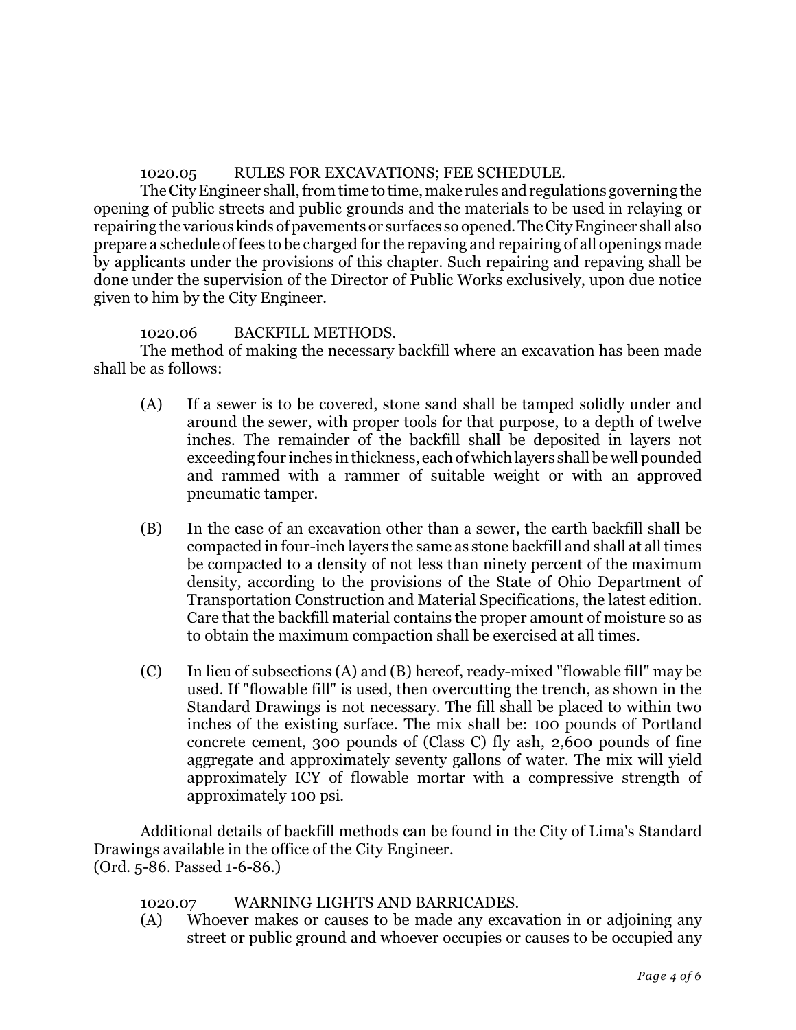1020.05 RULES FOR EXCAVATIONS; FEE SCHEDULE.

The City Engineer shall, from time to time, make rules and regulations governing the opening of public streets and public grounds and the materials to be used in relaying or repairing the various kinds of pavements or surfaces so opened. The City Engineer shall also prepare a schedule of fees to be charged for the repaving and repairing of all openings made by applicants under the provisions of this chapter. Such repairing and repaving shall be done under the supervision of the Director of Public Works exclusively, upon due notice given to him by the City Engineer.

1020.06 BACKFILL METHODS.

The method of making the necessary backfill where an excavation has been made shall be as follows:

(A) If a sewer is to be covered, stone sand shall be tamped solidly under and around the sewer, with proper tools for that purpose, to a depth of twelve inches. The remainder of the backfill shall be deposited in layers not exceeding four inches in thickness, each of which layers shall be well pounded and rammed with a rammer of suitable weight or with an approved pneumatic tamper.

(B) In the case of an excavation other than a sewer, the earth backfill shall be compacted in four-inch layers the same as stone backfill and shall at all times be compacted to a density of not less than ninety percent of the maximum density, according to the provisions of the State of Ohio Department of Transportation Construction and Material Specifications, the latest edition. Care that the backfill material contains the proper amount of moisture so as to obtain the maximum compaction shall be exercised at all times.

(C) In lieu of subsections (A) and (B) hereof, ready-mixed "flowable fill" may be used. If "flowable fill" is used, then overcutting the trench, as shown in the Standard Drawings is not necessary. The fill shall be placed to within two inches of the existing surface. The mix shall be: 100 pounds of Portland concrete cement, 300 pounds of (Class C) fly ash, 2,600 pounds of fine aggregate and approximately seventy gallons of water. The mix will yield approximately ICY of flowable mortar with a compressive strength of approximately 100 psi.

Additional details of backfill methods can be found in the City of Lima's Standard Drawings available in the office of the City Engineer.
(Ord. 5-86. Passed 1-6-86.)

1020.07 WARNING LIGHTS AND BARRICADES.

(A) Whoever makes or causes to be made any excavation in or adjoining any street or public ground and whoever occupies or causes to be occupied any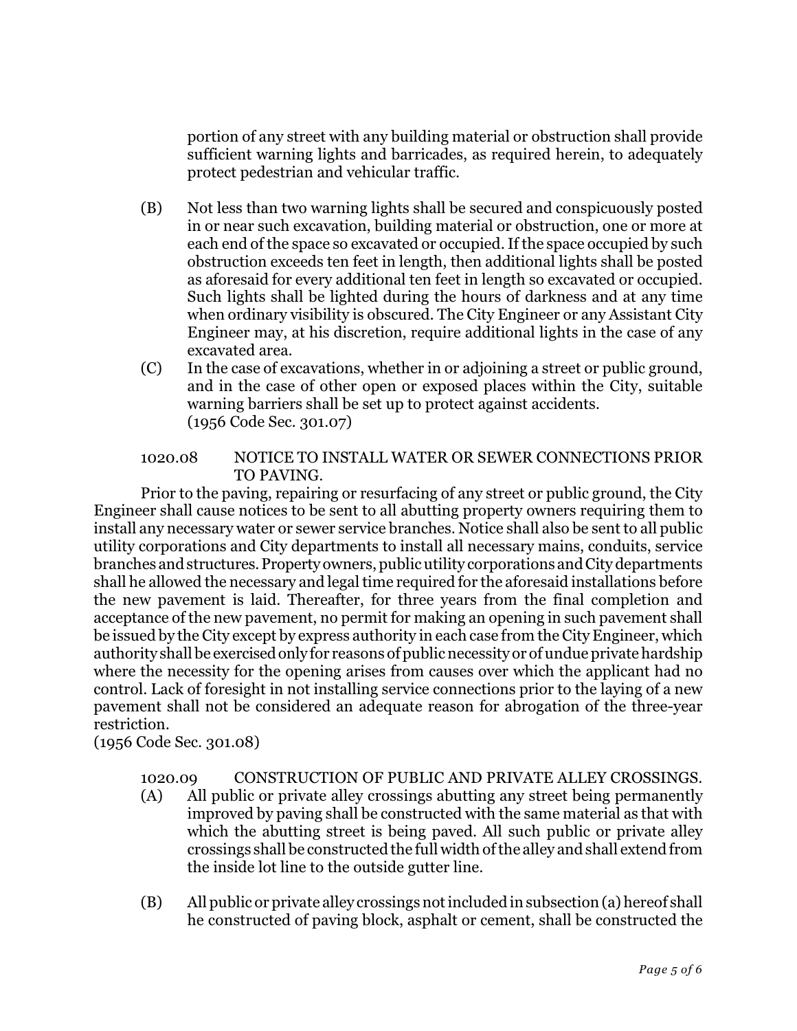portion of any street with any building material or obstruction shall provide sufficient warning lights and barricades, as required herein, to adequately protect pedestrian and vehicular traffic.

(B) Not less than two warning lights shall be secured and conspicuously posted in or near such excavation, building material or obstruction, one or more at each end of the space so excavated or occupied. If the space occupied by such obstruction exceeds ten feet in length, then additional lights shall be posted as aforesaid for every additional ten feet in length so excavated or occupied. Such lights shall be lighted during the hours of darkness and at any time when ordinary visibility is obscured. The City Engineer or any Assistant City Engineer may, at his discretion, require additional lights in the case of any excavated area.

(C) In the case of excavations, whether in or adjoining a street or public ground, and in the case of other open or exposed places within the City, suitable warning barriers shall be set up to protect against accidents.
(1956 Code Sec. 301.07)

1020.08 NOTICE TO INSTALL WATER OR SEWER CONNECTIONS PRIOR TO PAVING.

Prior to the paving, repairing or resurfacing of any street or public ground, the City Engineer shall cause notices to be sent to all abutting property owners requiring them to install any necessary water or sewer service branches. Notice shall also be sent to all public utility corporations and City departments to install all necessary mains, conduits, service branches and structures. Property owners, public utility corporations and City departments shall he allowed the necessary and legal time required for the aforesaid installations before the new pavement is laid. Thereafter, for three years from the final completion and acceptance of the new pavement, no permit for making an opening in such pavement shall be issued by the City except by express authority in each case from the City Engineer, which authority shall be exercised only for reasons of public necessity or of undue private hardship where the necessity for the opening arises from causes over which the applicant had no control. Lack of foresight in not installing service connections prior to the laying of a new pavement shall not be considered an adequate reason for abrogation of the three-year restriction.
(1956 Code Sec. 301.08)

1020.09 CONSTRUCTION OF PUBLIC AND PRIVATE ALLEY CROSSINGS.

(A) All public or private alley crossings abutting any street being permanently improved by paving shall be constructed with the same material as that with which the abutting street is being paved. All such public or private alley crossings shall be constructed the full width of the alley and shall extend from the inside lot line to the outside gutter line.

(B) All public or private alley crossings not included in subsection (a) hereof shall he constructed of paving block, asphalt or cement, shall be constructed the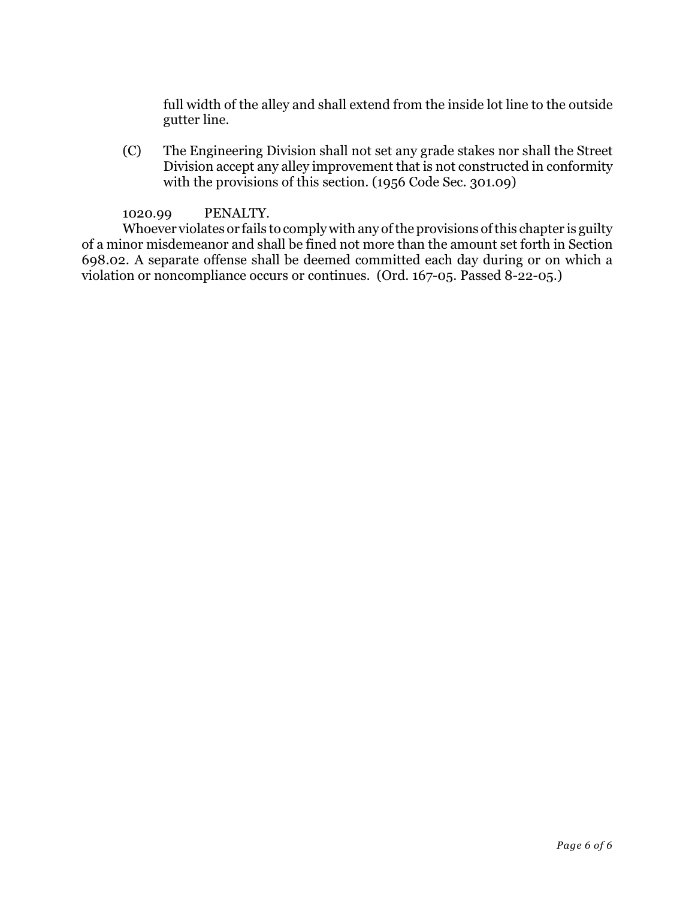full width of the alley and shall extend from the inside lot line to the outside gutter line.

(C) The Engineering Division shall not set any grade stakes nor shall the Street Division accept any alley improvement that is not constructed in conformity with the provisions of this section. (1956 Code Sec. 301.09)

1020.99 PENALTY.

Whoever violates or fails to comply with any of the provisions of this chapter is guilty of a minor misdemeanor and shall be fined not more than the amount set forth in Section 698.02. A separate offense shall be deemed committed each day during or on which a violation or noncompliance occurs or continues. (Ord. 167-05. Passed 8-22-05.)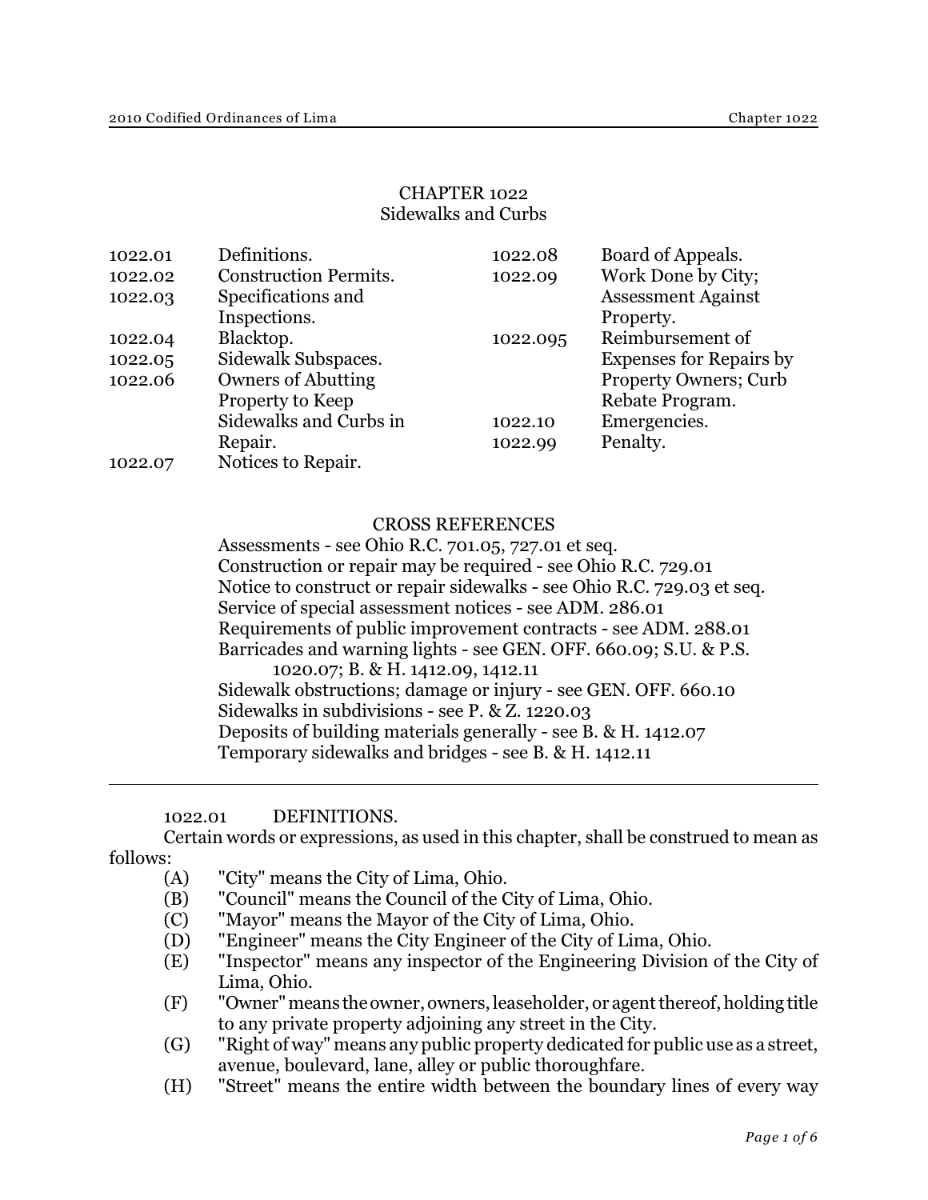# CHAPTER 1022
## Sidewalks and Curbs

| | | | |
|---|---|---|---|
| 1022.01 | Definitions. | 1022.08 | Board of Appeals. |
| 1022.02 | Construction Permits. | 1022.09 | Work Done by City; Assessment Against Property. |
| 1022.03 | Specifications and Inspections. | 1022.095 | Reimbursement of Expenses for Repairs by Property Owners; Curb Rebate Program. |
| 1022.04 | Blacktop. | 1022.10 | Emergencies. |
| 1022.05 | Sidewalk Subspaces. | 1022.99 | Penalty. |
| 1022.06 | Owners of Abutting Property to Keep Sidewalks and Curbs in Repair. | | |
| 1022.07 | Notices to Repair. | | |

### CROSS REFERENCES

Assessments - see Ohio R.C. 701.05, 727.01 et seq.
Construction or repair may be required - see Ohio R.C. 729.01
Notice to construct or repair sidewalks - see Ohio R.C. 729.03 et seq.
Service of special assessment notices - see ADM. 286.01
Requirements of public improvement contracts - see ADM. 288.01
Barricades and warning lights - see GEN. OFF. 660.09; S.U. & P.S. 1020.07; B. & H. 1412.09, 1412.11
Sidewalk obstructions; damage or injury - see GEN. OFF. 660.10
Sidewalks in subdivisions - see P. & Z. 1220.03
Deposits of building materials generally - see B. & H. 1412.07
Temporary sidewalks and bridges - see B. & H. 1412.11

---

### 1022.01 DEFINITIONS.

Certain words or expressions, as used in this chapter, shall be construed to mean as follows:

(A) "City" means the City of Lima, Ohio.
(B) "Council" means the Council of the City of Lima, Ohio.
(C) "Mayor" means the Mayor of the City of Lima, Ohio.
(D) "Engineer" means the City Engineer of the City of Lima, Ohio.
(E) "Inspector" means any inspector of the Engineering Division of the City of Lima, Ohio.
(F) "Owner" means the owner, owners, leaseholder, or agent thereof, holding title to any private property adjoining any street in the City.
(G) "Right of way" means any public property dedicated for public use as a street, avenue, boulevard, lane, alley or public thoroughfare.
(H) "Street" means the entire width between the boundary lines of every way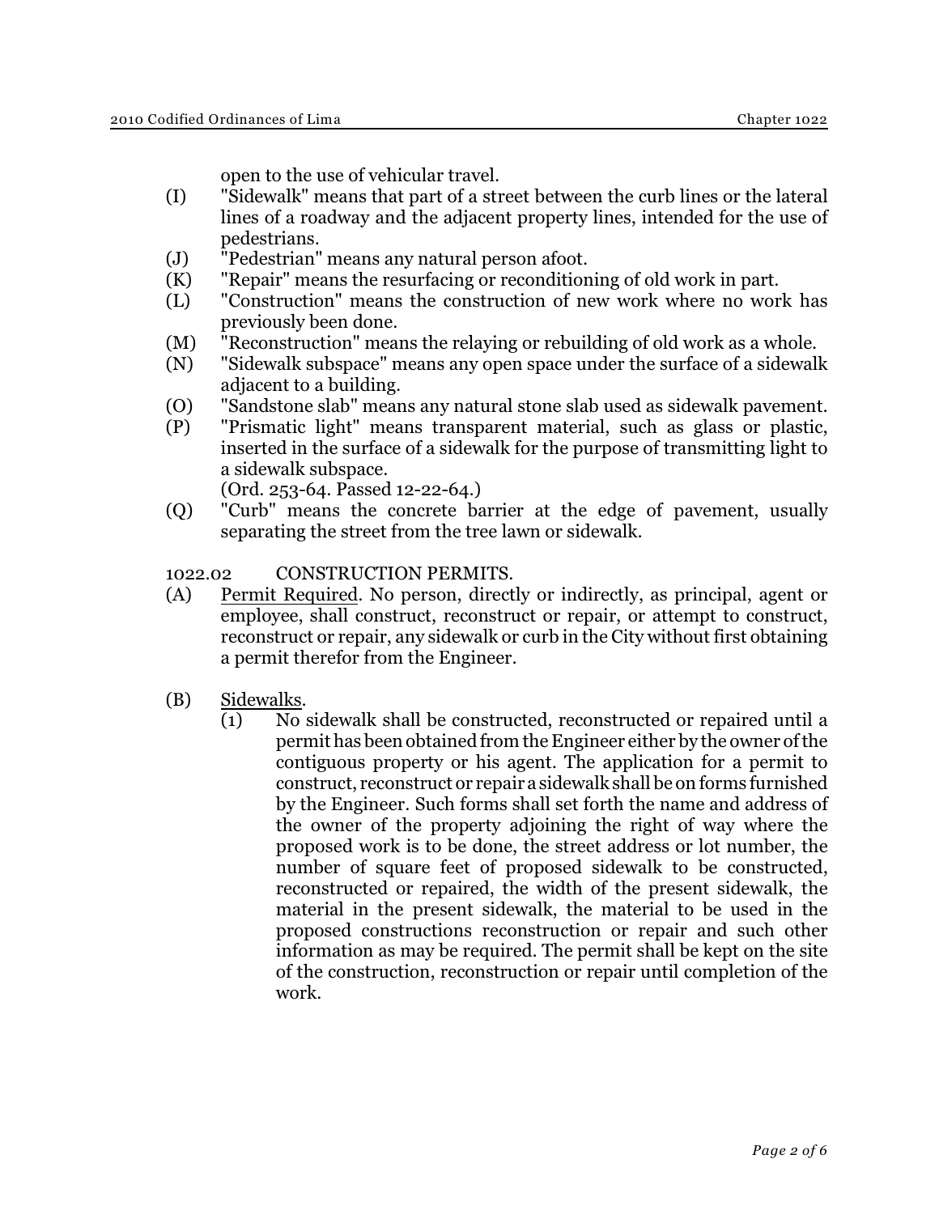open to the use of vehicular travel.

(I) "Sidewalk" means that part of a street between the curb lines or the lateral lines of a roadway and the adjacent property lines, intended for the use of pedestrians.

(J) "Pedestrian" means any natural person afoot.

(K) "Repair" means the resurfacing or reconditioning of old work in part.

(L) "Construction" means the construction of new work where no work has previously been done.

(M) "Reconstruction" means the relaying or rebuilding of old work as a whole.

(N) "Sidewalk subspace" means any open space under the surface of a sidewalk adjacent to a building.

(O) "Sandstone slab" means any natural stone slab used as sidewalk pavement.

(P) "Prismatic light" means transparent material, such as glass or plastic, inserted in the surface of a sidewalk for the purpose of transmitting light to a sidewalk subspace.
(Ord. 253-64. Passed 12-22-64.)

(Q) "Curb" means the concrete barrier at the edge of pavement, usually separating the street from the tree lawn or sidewalk.

1022.02 CONSTRUCTION PERMITS.

(A) Permit Required. No person, directly or indirectly, as principal, agent or employee, shall construct, reconstruct or repair, or attempt to construct, reconstruct or repair, any sidewalk or curb in the City without first obtaining a permit therefor from the Engineer.

(B) Sidewalks.

(1) No sidewalk shall be constructed, reconstructed or repaired until a permit has been obtained from the Engineer either by the owner of the contiguous property or his agent. The application for a permit to construct, reconstruct or repair a sidewalk shall be on forms furnished by the Engineer. Such forms shall set forth the name and address of the owner of the property adjoining the right of way where the proposed work is to be done, the street address or lot number, the number of square feet of proposed sidewalk to be constructed, reconstructed or repaired, the width of the present sidewalk, the material in the present sidewalk, the material to be used in the proposed constructions reconstruction or repair and such other information as may be required. The permit shall be kept on the site of the construction, reconstruction or repair until completion of the work.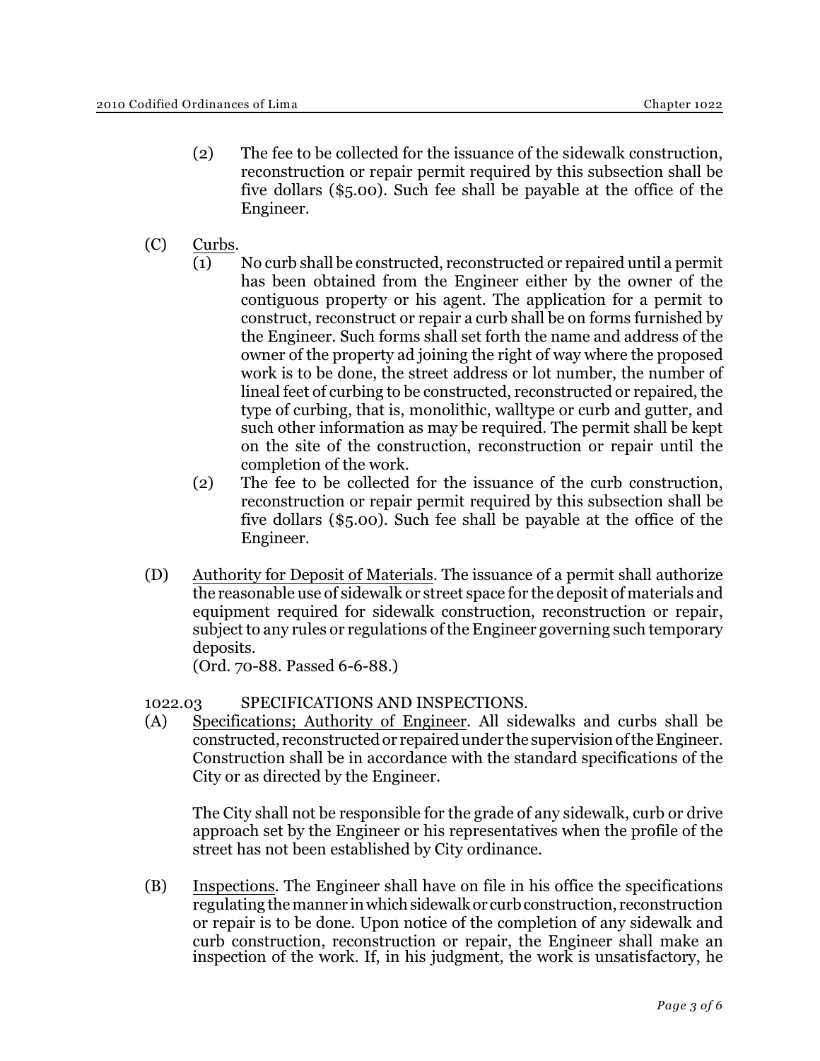(2) The fee to be collected for the issuance of the sidewalk construction, reconstruction or repair permit required by this subsection shall be five dollars ($5.00). Such fee shall be payable at the office of the Engineer.

(C) Curbs.

(1) No curb shall be constructed, reconstructed or repaired until a permit has been obtained from the Engineer either by the owner of the contiguous property or his agent. The application for a permit to construct, reconstruct or repair a curb shall be on forms furnished by the Engineer. Such forms shall set forth the name and address of the owner of the property ad joining the right of way where the proposed work is to be done, the street address or lot number, the number of lineal feet of curbing to be constructed, reconstructed or repaired, the type of curbing, that is, monolithic, walltype or curb and gutter, and such other information as may be required. The permit shall be kept on the site of the construction, reconstruction or repair until the completion of the work.

(2) The fee to be collected for the issuance of the curb construction, reconstruction or repair permit required by this subsection shall be five dollars ($5.00). Such fee shall be payable at the office of the Engineer.

(D) Authority for Deposit of Materials. The issuance of a permit shall authorize the reasonable use of sidewalk or street space for the deposit of materials and equipment required for sidewalk construction, reconstruction or repair, subject to any rules or regulations of the Engineer governing such temporary deposits.
(Ord. 70-88. Passed 6-6-88.)

1022.03 SPECIFICATIONS AND INSPECTIONS.

(A) Specifications; Authority of Engineer. All sidewalks and curbs shall be constructed, reconstructed or repaired under the supervision of the Engineer. Construction shall be in accordance with the standard specifications of the City or as directed by the Engineer.

The City shall not be responsible for the grade of any sidewalk, curb or drive approach set by the Engineer or his representatives when the profile of the street has not been established by City ordinance.

(B) Inspections. The Engineer shall have on file in his office the specifications regulating the manner in which sidewalk or curb construction, reconstruction or repair is to be done. Upon notice of the completion of any sidewalk and curb construction, reconstruction or repair, the Engineer shall make an inspection of the work. If, in his judgment, the work is unsatisfactory, he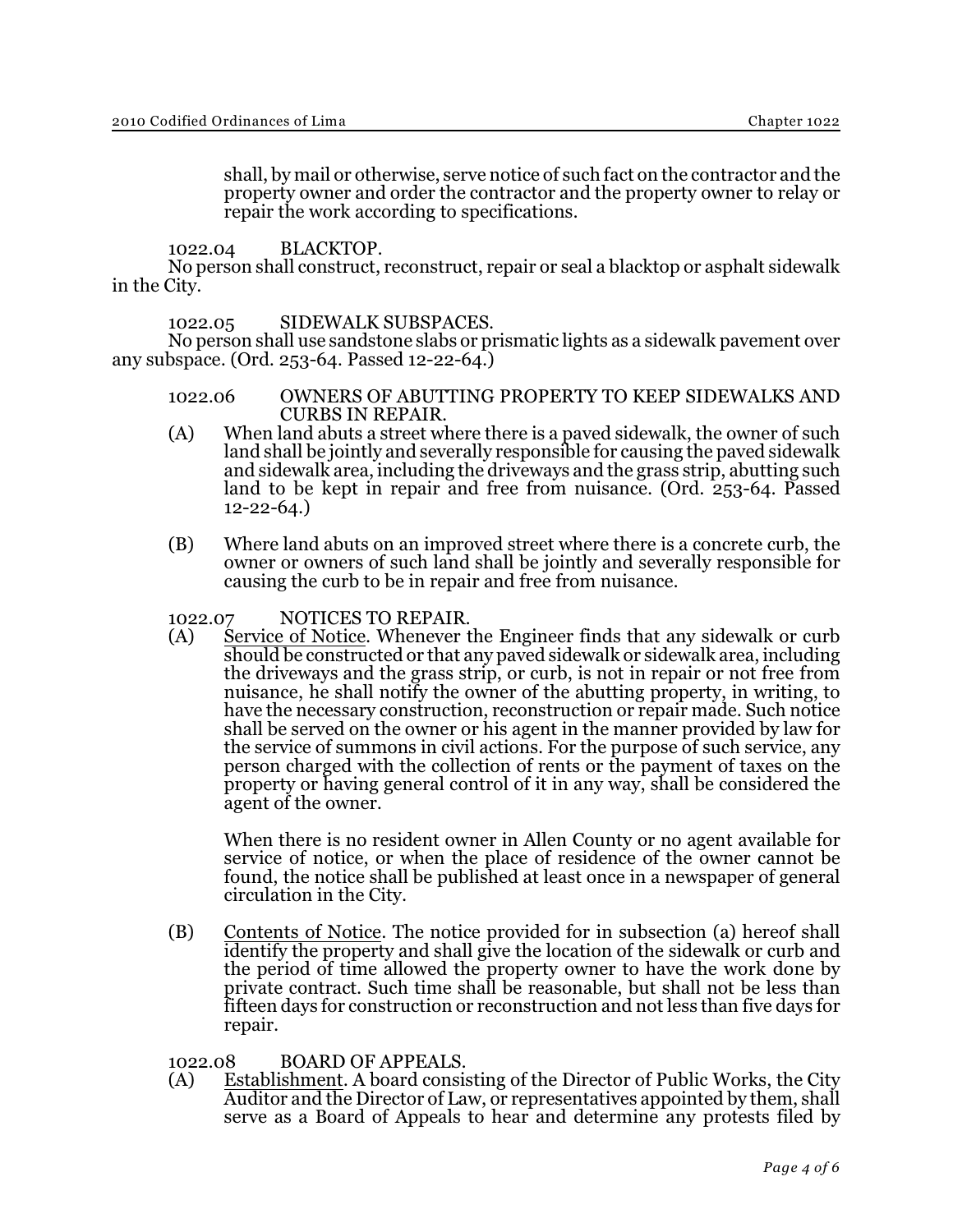shall, by mail or otherwise, serve notice of such fact on the contractor and the property owner and order the contractor and the property owner to relay or repair the work according to specifications.

1022.04 BLACKTOP.

No person shall construct, reconstruct, repair or seal a blacktop or asphalt sidewalk in the City.

1022.05 SIDEWALK SUBSPACES.

No person shall use sandstone slabs or prismatic lights as a sidewalk pavement over any subspace. (Ord. 253-64. Passed 12-22-64.)

1022.06 OWNERS OF ABUTTING PROPERTY TO KEEP SIDEWALKS AND CURBS IN REPAIR.

(A) When land abuts a street where there is a paved sidewalk, the owner of such land shall be jointly and severally responsible for causing the paved sidewalk and sidewalk area, including the driveways and the grass strip, abutting such land to be kept in repair and free from nuisance. (Ord. 253-64. Passed 12-22-64.)

(B) Where land abuts on an improved street where there is a concrete curb, the owner or owners of such land shall be jointly and severally responsible for causing the curb to be in repair and free from nuisance.

1022.07 NOTICES TO REPAIR.

(A) Service of Notice. Whenever the Engineer finds that any sidewalk or curb should be constructed or that any paved sidewalk or sidewalk area, including the driveways and the grass strip, or curb, is not in repair or not free from nuisance, he shall notify the owner of the abutting property, in writing, to have the necessary construction, reconstruction or repair made. Such notice shall be served on the owner or his agent in the manner provided by law for the service of summons in civil actions. For the purpose of such service, any person charged with the collection of rents or the payment of taxes on the property or having general control of it in any way, shall be considered the agent of the owner.

When there is no resident owner in Allen County or no agent available for service of notice, or when the place of residence of the owner cannot be found, the notice shall be published at least once in a newspaper of general circulation in the City.

(B) Contents of Notice. The notice provided for in subsection (a) hereof shall identify the property and shall give the location of the sidewalk or curb and the period of time allowed the property owner to have the work done by private contract. Such time shall be reasonable, but shall not be less than fifteen days for construction or reconstruction and not less than five days for repair.

1022.08 BOARD OF APPEALS.

(A) Establishment. A board consisting of the Director of Public Works, the City Auditor and the Director of Law, or representatives appointed by them, shall serve as a Board of Appeals to hear and determine any protests filed by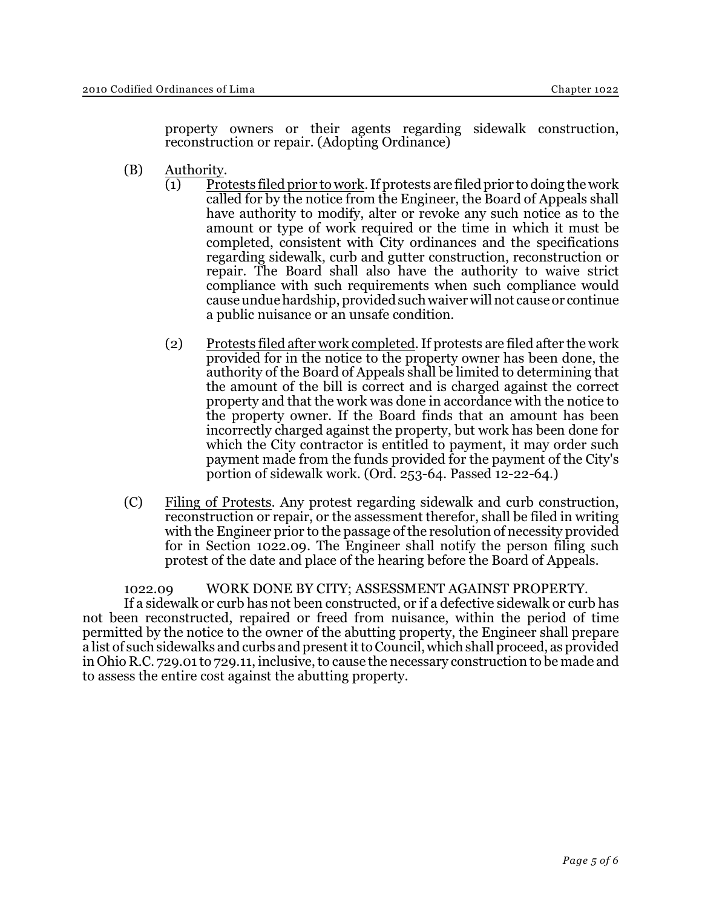property owners or their agents regarding sidewalk construction, reconstruction or repair. (Adopting Ordinance)

(B) Authority.

(1) Protests filed prior to work. If protests are filed prior to doing the work called for by the notice from the Engineer, the Board of Appeals shall have authority to modify, alter or revoke any such notice as to the amount or type of work required or the time in which it must be completed, consistent with City ordinances and the specifications regarding sidewalk, curb and gutter construction, reconstruction or repair. The Board shall also have the authority to waive strict compliance with such requirements when such compliance would cause undue hardship, provided such waiver will not cause or continue a public nuisance or an unsafe condition.

(2) Protests filed after work completed. If protests are filed after the work provided for in the notice to the property owner has been done, the authority of the Board of Appeals shall be limited to determining that the amount of the bill is correct and is charged against the correct property and that the work was done in accordance with the notice to the property owner. If the Board finds that an amount has been incorrectly charged against the property, but work has been done for which the City contractor is entitled to payment, it may order such payment made from the funds provided for the payment of the City's portion of sidewalk work. (Ord. 253-64. Passed 12-22-64.)

(C) Filing of Protests. Any protest regarding sidewalk and curb construction, reconstruction or repair, or the assessment therefor, shall be filed in writing with the Engineer prior to the passage of the resolution of necessity provided for in Section 1022.09. The Engineer shall notify the person filing such protest of the date and place of the hearing before the Board of Appeals.

1022.09 WORK DONE BY CITY; ASSESSMENT AGAINST PROPERTY.

If a sidewalk or curb has not been constructed, or if a defective sidewalk or curb has not been reconstructed, repaired or freed from nuisance, within the period of time permitted by the notice to the owner of the abutting property, the Engineer shall prepare a list of such sidewalks and curbs and present it to Council, which shall proceed, as provided in Ohio R.C. 729.01 to 729.11, inclusive, to cause the necessary construction to be made and to assess the entire cost against the abutting property.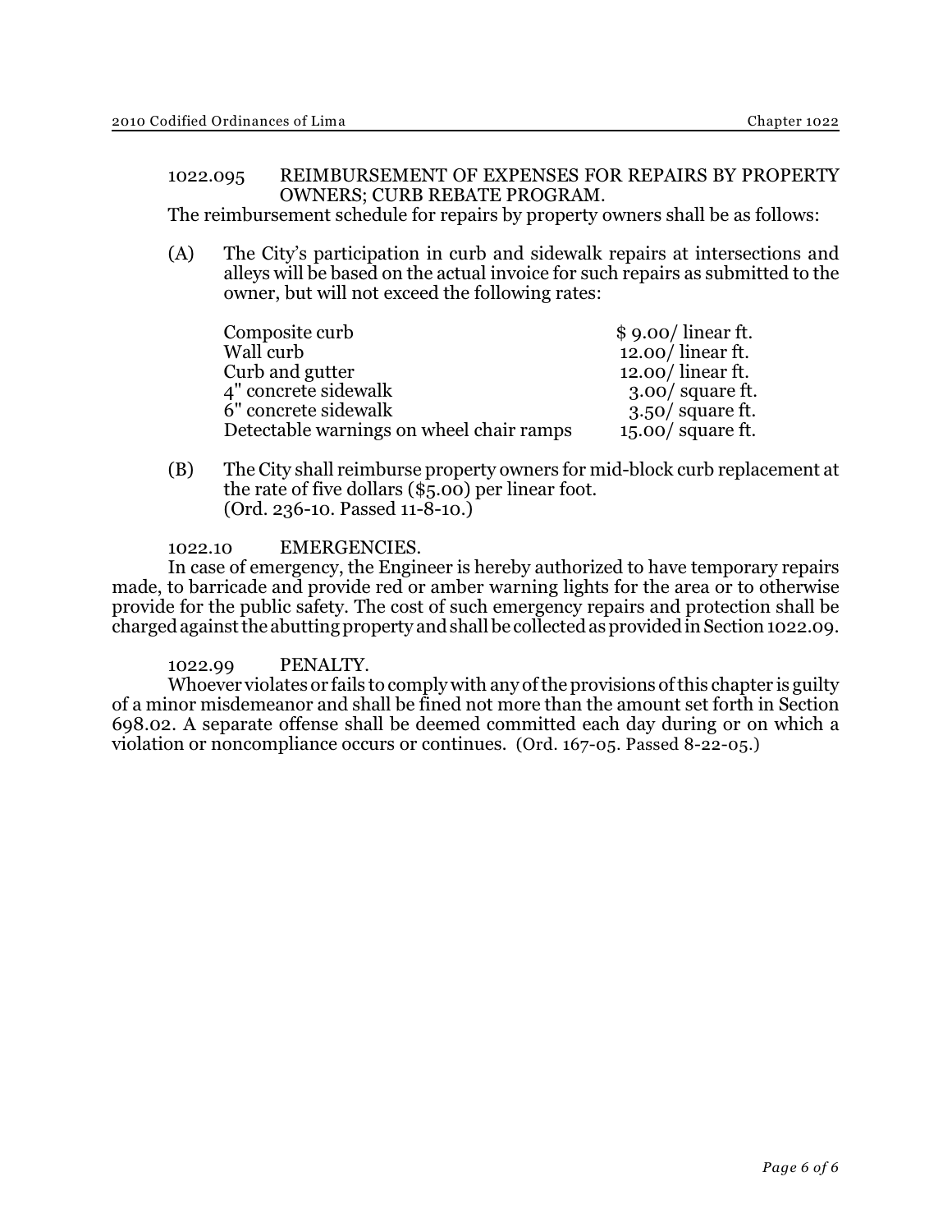### 1022.095 REIMBURSEMENT OF EXPENSES FOR REPAIRS BY PROPERTY OWNERS; CURB REBATE PROGRAM.

The reimbursement schedule for repairs by property owners shall be as follows:

(A) The City's participation in curb and sidewalk repairs at intersections and alleys will be based on the actual invoice for such repairs as submitted to the owner, but will not exceed the following rates:

| | |
|---|---|
| Composite curb | $ 9.00/ linear ft. |
| Wall curb | 12.00/ linear ft. |
| Curb and gutter | 12.00/ linear ft. |
| 4" concrete sidewalk | 3.00/ square ft. |
| 6" concrete sidewalk | 3.50/ square ft. |
| Detectable warnings on wheel chair ramps | 15.00/ square ft. |

(B) The City shall reimburse property owners for mid-block curb replacement at the rate of five dollars ($5.00) per linear foot.
(Ord. 236-10. Passed 11-8-10.)

### 1022.10 EMERGENCIES.

In case of emergency, the Engineer is hereby authorized to have temporary repairs made, to barricade and provide red or amber warning lights for the area or to otherwise provide for the public safety. The cost of such emergency repairs and protection shall be charged against the abutting property and shall be collected as provided in Section 1022.09.

### 1022.99 PENALTY.

Whoever violates or fails to comply with any of the provisions of this chapter is guilty of a minor misdemeanor and shall be fined not more than the amount set forth in Section 698.02. A separate offense shall be deemed committed each day during or on which a violation or noncompliance occurs or continues. (Ord. 167-05. Passed 8-22-05.)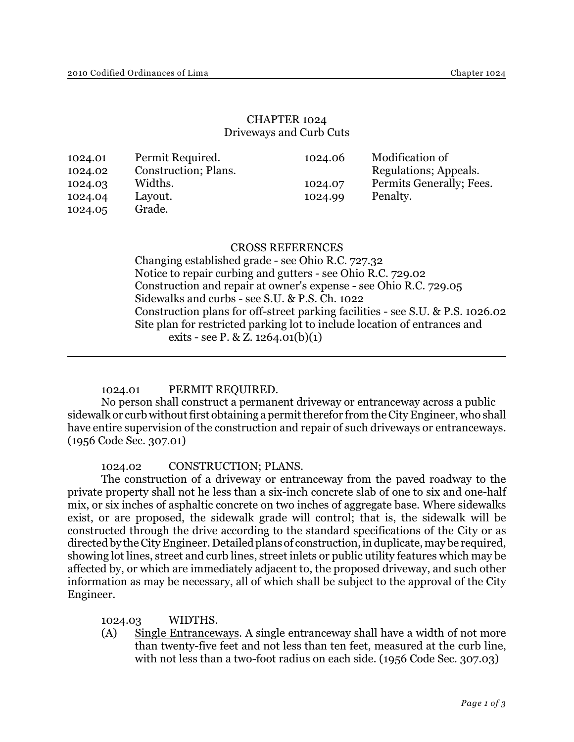# CHAPTER 1024
## Driveways and Curb Cuts

| | | | |
|---|---|---|---|
| 1024.01 | Permit Required. | 1024.06 | Modification of Regulations; Appeals. |
| 1024.02 | Construction; Plans. | 1024.07 | Permits Generally; Fees. |
| 1024.03 | Widths. | 1024.99 | Penalty. |
| 1024.04 | Layout. | | |
| 1024.05 | Grade. | | |

CROSS REFERENCES

Changing established grade - see Ohio R.C. 727.32
Notice to repair curbing and gutters - see Ohio R.C. 729.02
Construction and repair at owner's expense - see Ohio R.C. 729.05
Sidewalks and curbs - see S.U. & P.S. Ch. 1022
Construction plans for off-street parking facilities - see S.U. & P.S. 1026.02
Site plan for restricted parking lot to include location of entrances and exits - see P. & Z. 1264.01(b)(1)

---

### 1024.01 PERMIT REQUIRED.

No person shall construct a permanent driveway or entranceway across a public sidewalk or curb without first obtaining a permit therefor from the City Engineer, who shall have entire supervision of the construction and repair of such driveways or entranceways. (1956 Code Sec. 307.01)

### 1024.02 CONSTRUCTION; PLANS.

The construction of a driveway or entranceway from the paved roadway to the private property shall not he less than a six-inch concrete slab of one to six and one-half mix, or six inches of asphaltic concrete on two inches of aggregate base. Where sidewalks exist, or are proposed, the sidewalk grade will control; that is, the sidewalk will be constructed through the drive according to the standard specifications of the City or as directed by the City Engineer. Detailed plans of construction, in duplicate, may be required, showing lot lines, street and curb lines, street inlets or public utility features which may be affected by, or which are immediately adjacent to, the proposed driveway, and such other information as may be necessary, all of which shall be subject to the approval of the City Engineer.

### 1024.03 WIDTHS.

(A) Single Entranceways. A single entranceway shall have a width of not more than twenty-five feet and not less than ten feet, measured at the curb line, with not less than a two-foot radius on each side. (1956 Code Sec. 307.03)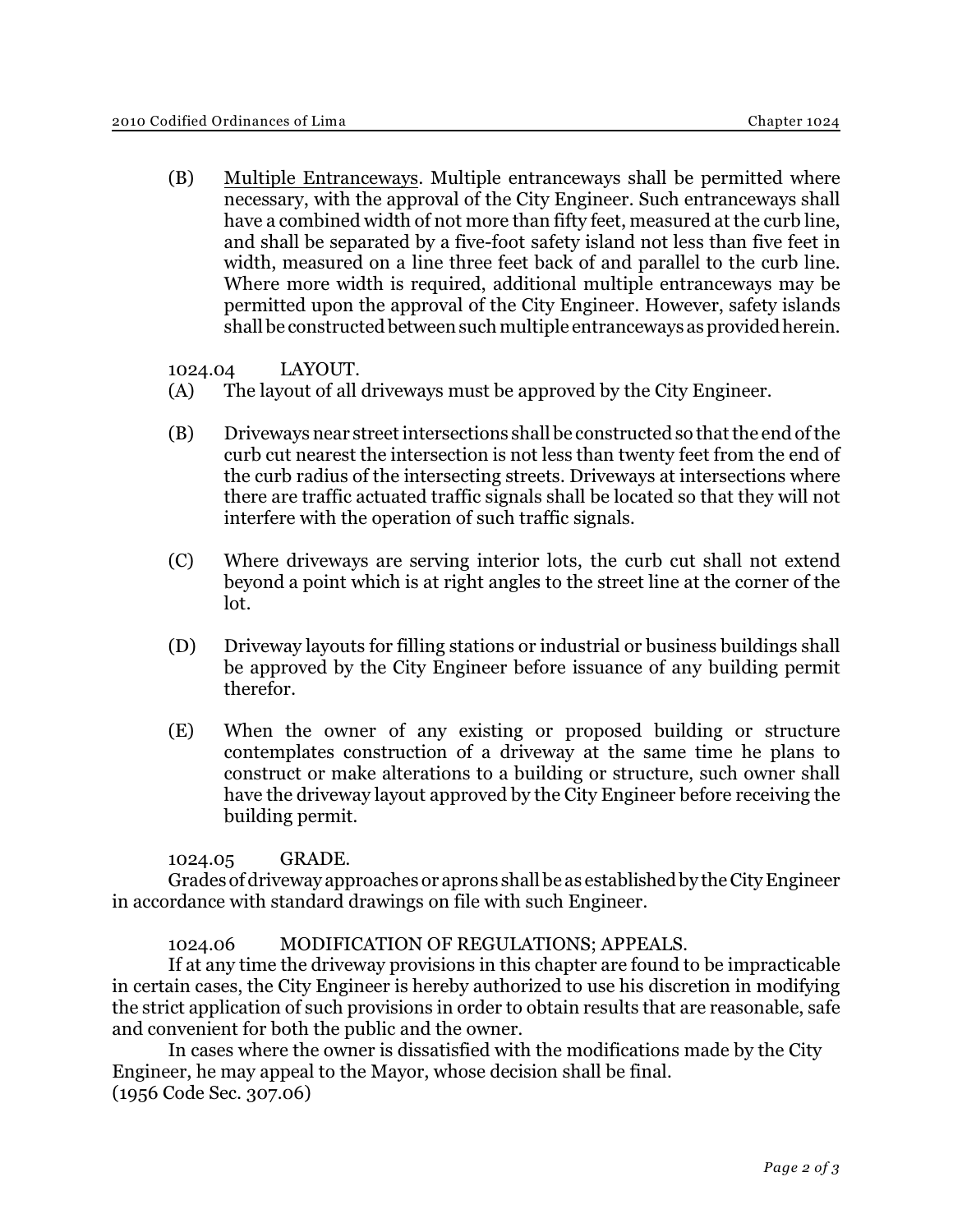(B) Multiple Entranceways. Multiple entranceways shall be permitted where necessary, with the approval of the City Engineer. Such entranceways shall have a combined width of not more than fifty feet, measured at the curb line, and shall be separated by a five-foot safety island not less than five feet in width, measured on a line three feet back of and parallel to the curb line. Where more width is required, additional multiple entranceways may be permitted upon the approval of the City Engineer. However, safety islands shall be constructed between such multiple entranceways as provided herein.

1024.04 LAYOUT.

(A) The layout of all driveways must be approved by the City Engineer.

(B) Driveways near street intersections shall be constructed so that the end of the curb cut nearest the intersection is not less than twenty feet from the end of the curb radius of the intersecting streets. Driveways at intersections where there are traffic actuated traffic signals shall be located so that they will not interfere with the operation of such traffic signals.

(C) Where driveways are serving interior lots, the curb cut shall not extend beyond a point which is at right angles to the street line at the corner of the lot.

(D) Driveway layouts for filling stations or industrial or business buildings shall be approved by the City Engineer before issuance of any building permit therefor.

(E) When the owner of any existing or proposed building or structure contemplates construction of a driveway at the same time he plans to construct or make alterations to a building or structure, such owner shall have the driveway layout approved by the City Engineer before receiving the building permit.

1024.05 GRADE.

Grades of driveway approaches or aprons shall be as established by the City Engineer in accordance with standard drawings on file with such Engineer.

1024.06 MODIFICATION OF REGULATIONS; APPEALS.

If at any time the driveway provisions in this chapter are found to be impracticable in certain cases, the City Engineer is hereby authorized to use his discretion in modifying the strict application of such provisions in order to obtain results that are reasonable, safe and convenient for both the public and the owner.

In cases where the owner is dissatisfied with the modifications made by the City Engineer, he may appeal to the Mayor, whose decision shall be final.
(1956 Code Sec. 307.06)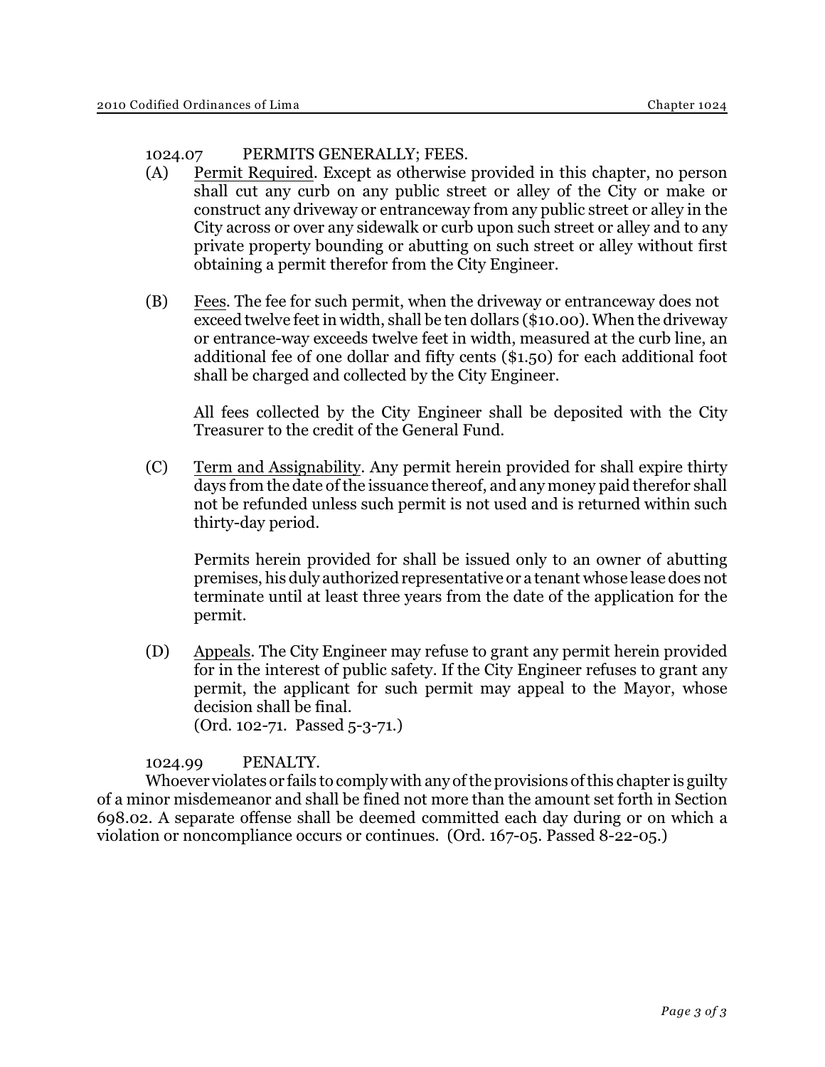1024.07 PERMITS GENERALLY; FEES.

(A) Permit Required. Except as otherwise provided in this chapter, no person shall cut any curb on any public street or alley of the City or make or construct any driveway or entranceway from any public street or alley in the City across or over any sidewalk or curb upon such street or alley and to any private property bounding or abutting on such street or alley without first obtaining a permit therefor from the City Engineer.

(B) Fees. The fee for such permit, when the driveway or entranceway does not exceed twelve feet in width, shall be ten dollars ($10.00). When the driveway or entrance-way exceeds twelve feet in width, measured at the curb line, an additional fee of one dollar and fifty cents ($1.50) for each additional foot shall be charged and collected by the City Engineer.

All fees collected by the City Engineer shall be deposited with the City Treasurer to the credit of the General Fund.

(C) Term and Assignability. Any permit herein provided for shall expire thirty days from the date of the issuance thereof, and any money paid therefor shall not be refunded unless such permit is not used and is returned within such thirty-day period.

Permits herein provided for shall be issued only to an owner of abutting premises, his duly authorized representative or a tenant whose lease does not terminate until at least three years from the date of the application for the permit.

(D) Appeals. The City Engineer may refuse to grant any permit herein provided for in the interest of public safety. If the City Engineer refuses to grant any permit, the applicant for such permit may appeal to the Mayor, whose decision shall be final.
(Ord. 102-71. Passed 5-3-71.)

1024.99 PENALTY.

Whoever violates or fails to comply with any of the provisions of this chapter is guilty of a minor misdemeanor and shall be fined not more than the amount set forth in Section 698.02. A separate offense shall be deemed committed each day during or on which a violation or noncompliance occurs or continues. (Ord. 167-05. Passed 8-22-05.)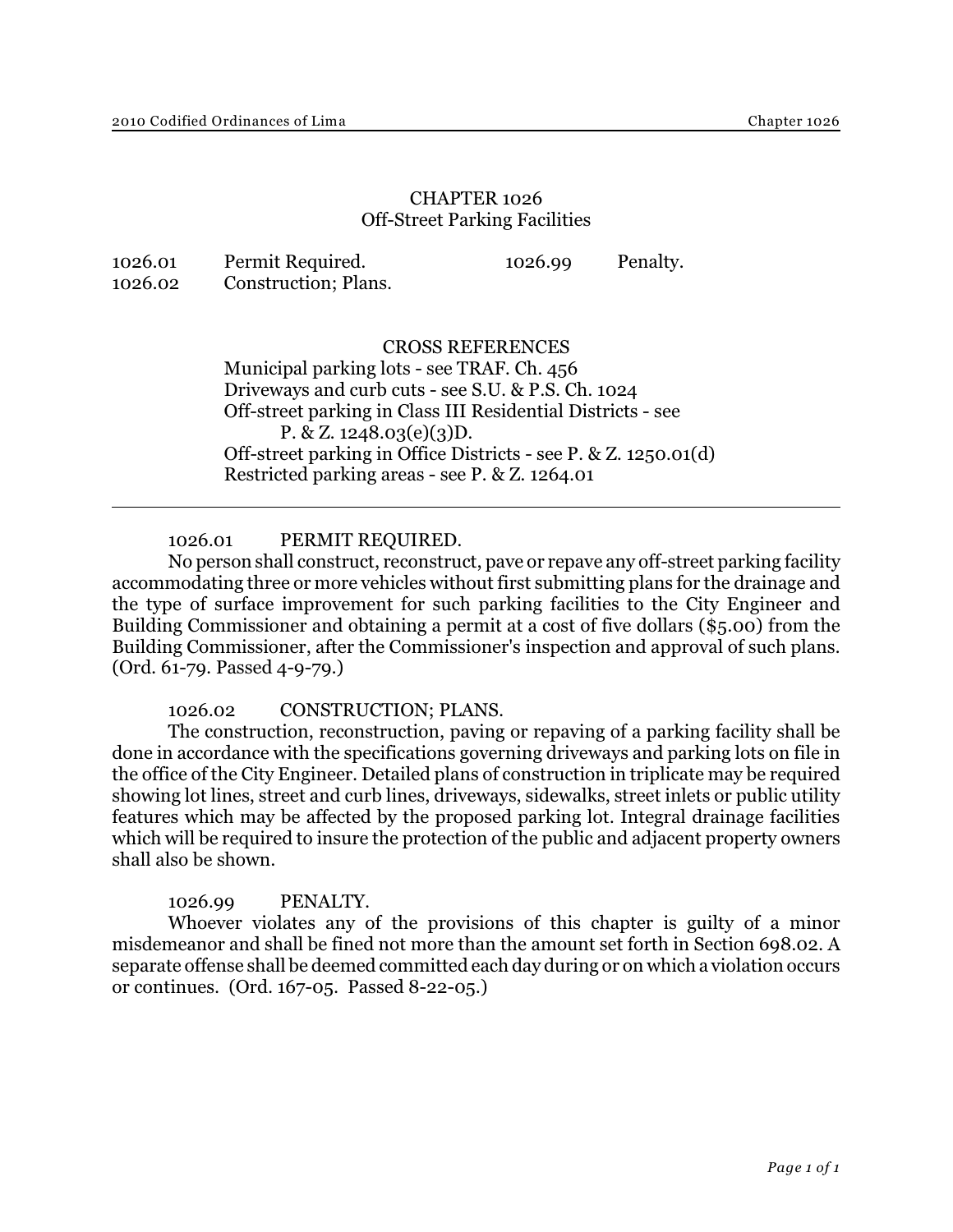# CHAPTER 1026
## Off-Street Parking Facilities

| | | | |
|---|---|---|---|
| 1026.01 | Permit Required. | 1026.99 | Penalty. |
| 1026.02 | Construction; Plans. | | |

CROSS REFERENCES

Municipal parking lots - see TRAF. Ch. 456
Driveways and curb cuts - see S.U. & P.S. Ch. 1024
Off-street parking in Class III Residential Districts - see P. & Z. 1248.03(e)(3)D.
Off-street parking in Office Districts - see P. & Z. 1250.01(d)
Restricted parking areas - see P. & Z. 1264.01

---

### 1026.01 PERMIT REQUIRED.

No person shall construct, reconstruct, pave or repave any off-street parking facility accommodating three or more vehicles without first submitting plans for the drainage and the type of surface improvement for such parking facilities to the City Engineer and Building Commissioner and obtaining a permit at a cost of five dollars ($5.00) from the Building Commissioner, after the Commissioner's inspection and approval of such plans. (Ord. 61-79. Passed 4-9-79.)

### 1026.02 CONSTRUCTION; PLANS.

The construction, reconstruction, paving or repaving of a parking facility shall be done in accordance with the specifications governing driveways and parking lots on file in the office of the City Engineer. Detailed plans of construction in triplicate may be required showing lot lines, street and curb lines, driveways, sidewalks, street inlets or public utility features which may be affected by the proposed parking lot. Integral drainage facilities which will be required to insure the protection of the public and adjacent property owners shall also be shown.

### 1026.99 PENALTY.

Whoever violates any of the provisions of this chapter is guilty of a minor misdemeanor and shall be fined not more than the amount set forth in Section 698.02. A separate offense shall be deemed committed each day during or on which a violation occurs or continues. (Ord. 167-05. Passed 8-22-05.)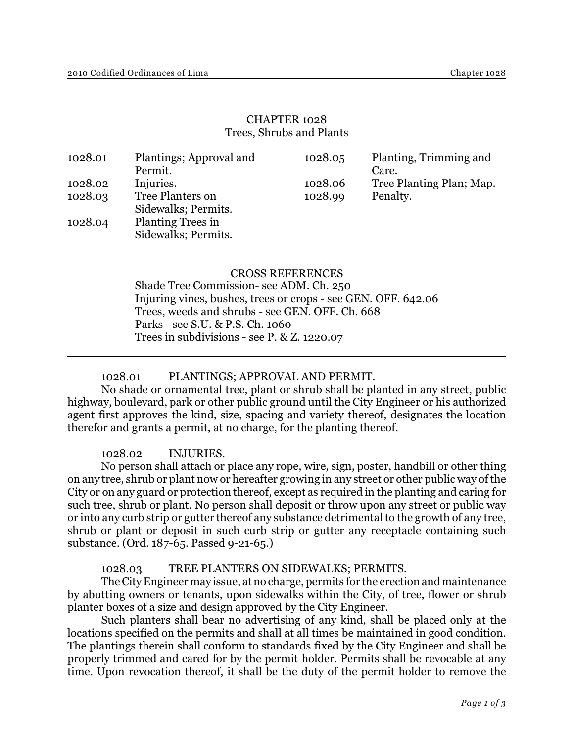# CHAPTER 1028
## Trees, Shrubs and Plants

| | | | |
|---|---|---|---|
| 1028.01 | Plantings; Approval and Permit. | 1028.05 | Planting, Trimming and Care. |
| 1028.02 | Injuries. | 1028.06 | Tree Planting Plan; Map. |
| 1028.03 | Tree Planters on Sidewalks; Permits. | 1028.99 | Penalty. |
| 1028.04 | Planting Trees in Sidewalks; Permits. | | |

CROSS REFERENCES

Shade Tree Commission- see ADM. Ch. 250
Injuring vines, bushes, trees or crops - see GEN. OFF. 642.06
Trees, weeds and shrubs - see GEN. OFF. Ch. 668
Parks - see S.U. & P.S. Ch. 1060
Trees in subdivisions - see P. & Z. 1220.07

---

### 1028.01 PLANTINGS; APPROVAL AND PERMIT.

No shade or ornamental tree, plant or shrub shall be planted in any street, public highway, boulevard, park or other public ground until the City Engineer or his authorized agent first approves the kind, size, spacing and variety thereof, designates the location therefor and grants a permit, at no charge, for the planting thereof.

### 1028.02 INJURIES.

No person shall attach or place any rope, wire, sign, poster, handbill or other thing on any tree, shrub or plant now or hereafter growing in any street or other public way of the City or on any guard or protection thereof, except as required in the planting and caring for such tree, shrub or plant. No person shall deposit or throw upon any street or public way or into any curb strip or gutter thereof any substance detrimental to the growth of any tree, shrub or plant or deposit in such curb strip or gutter any receptacle containing such substance. (Ord. 187-65. Passed 9-21-65.)

### 1028.03 TREE PLANTERS ON SIDEWALKS; PERMITS.

The City Engineer may issue, at no charge, permits for the erection and maintenance by abutting owners or tenants, upon sidewalks within the City, of tree, flower or shrub planter boxes of a size and design approved by the City Engineer.

Such planters shall bear no advertising of any kind, shall be placed only at the locations specified on the permits and shall at all times be maintained in good condition. The plantings therein shall conform to standards fixed by the City Engineer and shall be properly trimmed and cared for by the permit holder. Permits shall be revocable at any time. Upon revocation thereof, it shall be the duty of the permit holder to remove the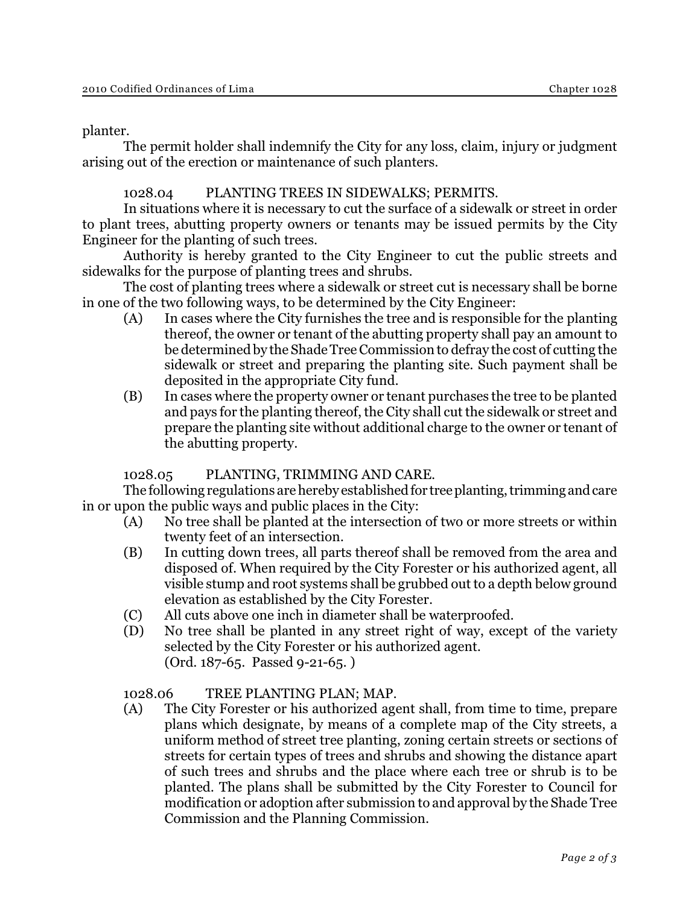planter.

The permit holder shall indemnify the City for any loss, claim, injury or judgment arising out of the erection or maintenance of such planters.

### 1028.04 PLANTING TREES IN SIDEWALKS; PERMITS.

In situations where it is necessary to cut the surface of a sidewalk or street in order to plant trees, abutting property owners or tenants may be issued permits by the City Engineer for the planting of such trees.

Authority is hereby granted to the City Engineer to cut the public streets and sidewalks for the purpose of planting trees and shrubs.

The cost of planting trees where a sidewalk or street cut is necessary shall be borne in one of the two following ways, to be determined by the City Engineer:

(A) In cases where the City furnishes the tree and is responsible for the planting thereof, the owner or tenant of the abutting property shall pay an amount to be determined by the Shade Tree Commission to defray the cost of cutting the sidewalk or street and preparing the planting site. Such payment shall be deposited in the appropriate City fund.

(B) In cases where the property owner or tenant purchases the tree to be planted and pays for the planting thereof, the City shall cut the sidewalk or street and prepare the planting site without additional charge to the owner or tenant of the abutting property.

### 1028.05 PLANTING, TRIMMING AND CARE.

The following regulations are hereby established for tree planting, trimming and care in or upon the public ways and public places in the City:

(A) No tree shall be planted at the intersection of two or more streets or within twenty feet of an intersection.

(B) In cutting down trees, all parts thereof shall be removed from the area and disposed of. When required by the City Forester or his authorized agent, all visible stump and root systems shall be grubbed out to a depth below ground elevation as established by the City Forester.

(C) All cuts above one inch in diameter shall be waterproofed.

(D) No tree shall be planted in any street right of way, except of the variety selected by the City Forester or his authorized agent.
(Ord. 187-65. Passed 9-21-65. )

### 1028.06 TREE PLANTING PLAN; MAP.

(A) The City Forester or his authorized agent shall, from time to time, prepare plans which designate, by means of a complete map of the City streets, a uniform method of street tree planting, zoning certain streets or sections of streets for certain types of trees and shrubs and showing the distance apart of such trees and shrubs and the place where each tree or shrub is to be planted. The plans shall be submitted by the City Forester to Council for modification or adoption after submission to and approval by the Shade Tree Commission and the Planning Commission.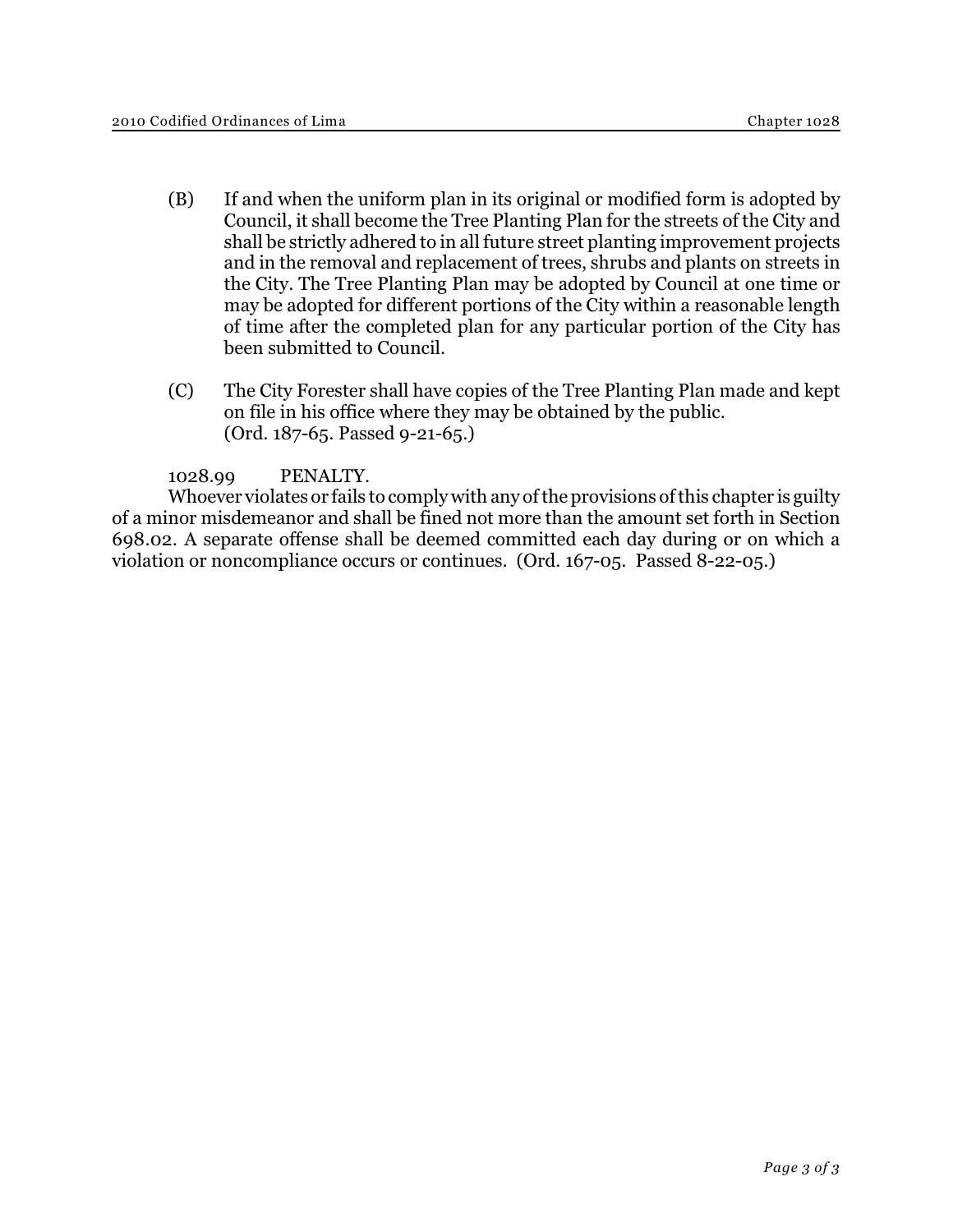(B) If and when the uniform plan in its original or modified form is adopted by Council, it shall become the Tree Planting Plan for the streets of the City and shall be strictly adhered to in all future street planting improvement projects and in the removal and replacement of trees, shrubs and plants on streets in the City. The Tree Planting Plan may be adopted by Council at one time or may be adopted for different portions of the City within a reasonable length of time after the completed plan for any particular portion of the City has been submitted to Council.

(C) The City Forester shall have copies of the Tree Planting Plan made and kept on file in his office where they may be obtained by the public.
(Ord. 187-65. Passed 9-21-65.)

1028.99 PENALTY.

Whoever violates or fails to comply with any of the provisions of this chapter is guilty of a minor misdemeanor and shall be fined not more than the amount set forth in Section 698.02. A separate offense shall be deemed committed each day during or on which a violation or noncompliance occurs or continues. (Ord. 167-05. Passed 8-22-05.)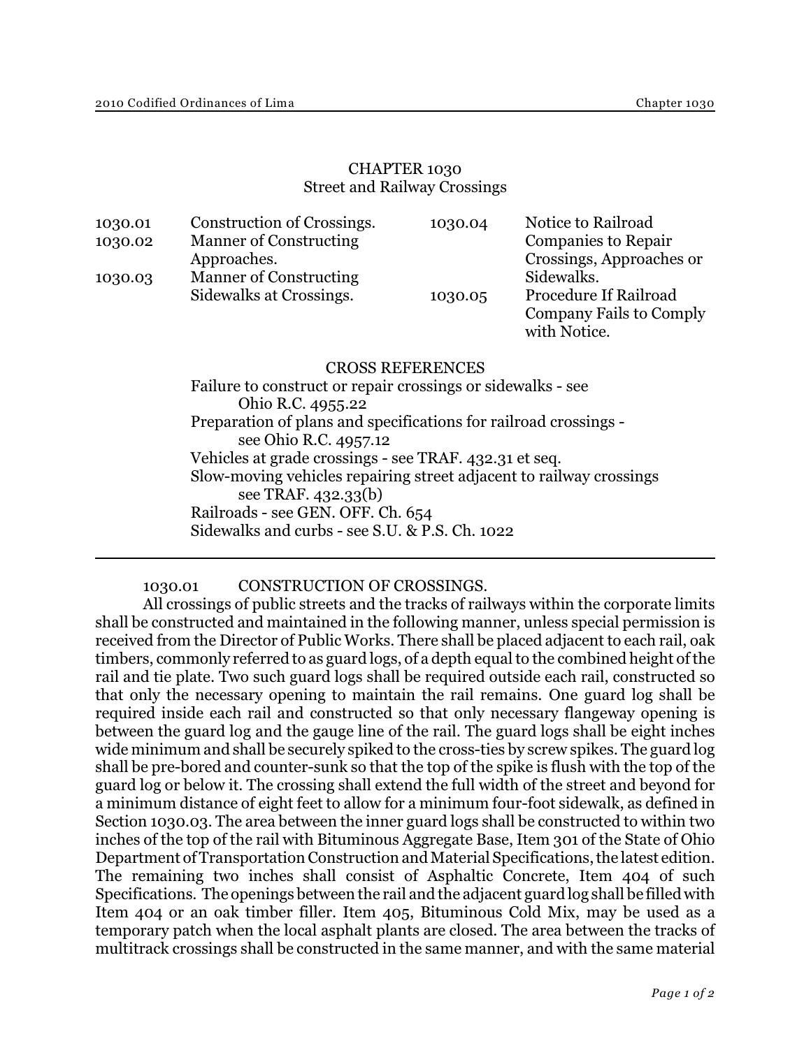# CHAPTER 1030
## Street and Railway Crossings

| | | | |
|---|---|---|---|
| 1030.01 | Construction of Crossings. | 1030.04 | Notice to Railroad Companies to Repair Crossings, Approaches or Sidewalks. |
| 1030.02 | Manner of Constructing Approaches. | 1030.05 | Procedure If Railroad Company Fails to Comply with Notice. |
| 1030.03 | Manner of Constructing Sidewalks at Crossings. | | |

CROSS REFERENCES

Failure to construct or repair crossings or sidewalks - see Ohio R.C. 4955.22

Preparation of plans and specifications for railroad crossings - see Ohio R.C. 4957.12

Vehicles at grade crossings - see TRAF. 432.31 et seq.

Slow-moving vehicles repairing street adjacent to railway crossings see TRAF. 432.33(b)

Railroads - see GEN. OFF. Ch. 654

Sidewalks and curbs - see S.U. & P.S. Ch. 1022

---

### 1030.01 CONSTRUCTION OF CROSSINGS.

All crossings of public streets and the tracks of railways within the corporate limits shall be constructed and maintained in the following manner, unless special permission is received from the Director of Public Works. There shall be placed adjacent to each rail, oak timbers, commonly referred to as guard logs, of a depth equal to the combined height of the rail and tie plate. Two such guard logs shall be required outside each rail, constructed so that only the necessary opening to maintain the rail remains. One guard log shall be required inside each rail and constructed so that only necessary flangeway opening is between the guard log and the gauge line of the rail. The guard logs shall be eight inches wide minimum and shall be securely spiked to the cross-ties by screw spikes. The guard log shall be pre-bored and counter-sunk so that the top of the spike is flush with the top of the guard log or below it. The crossing shall extend the full width of the street and beyond for a minimum distance of eight feet to allow for a minimum four-foot sidewalk, as defined in Section 1030.03. The area between the inner guard logs shall be constructed to within two inches of the top of the rail with Bituminous Aggregate Base, Item 301 of the State of Ohio Department of Transportation Construction and Material Specifications, the latest edition. The remaining two inches shall consist of Asphaltic Concrete, Item 404 of such Specifications. The openings between the rail and the adjacent guard log shall be filled with Item 404 or an oak timber filler. Item 405, Bituminous Cold Mix, may be used as a temporary patch when the local asphalt plants are closed. The area between the tracks of multitrack crossings shall be constructed in the same manner, and with the same material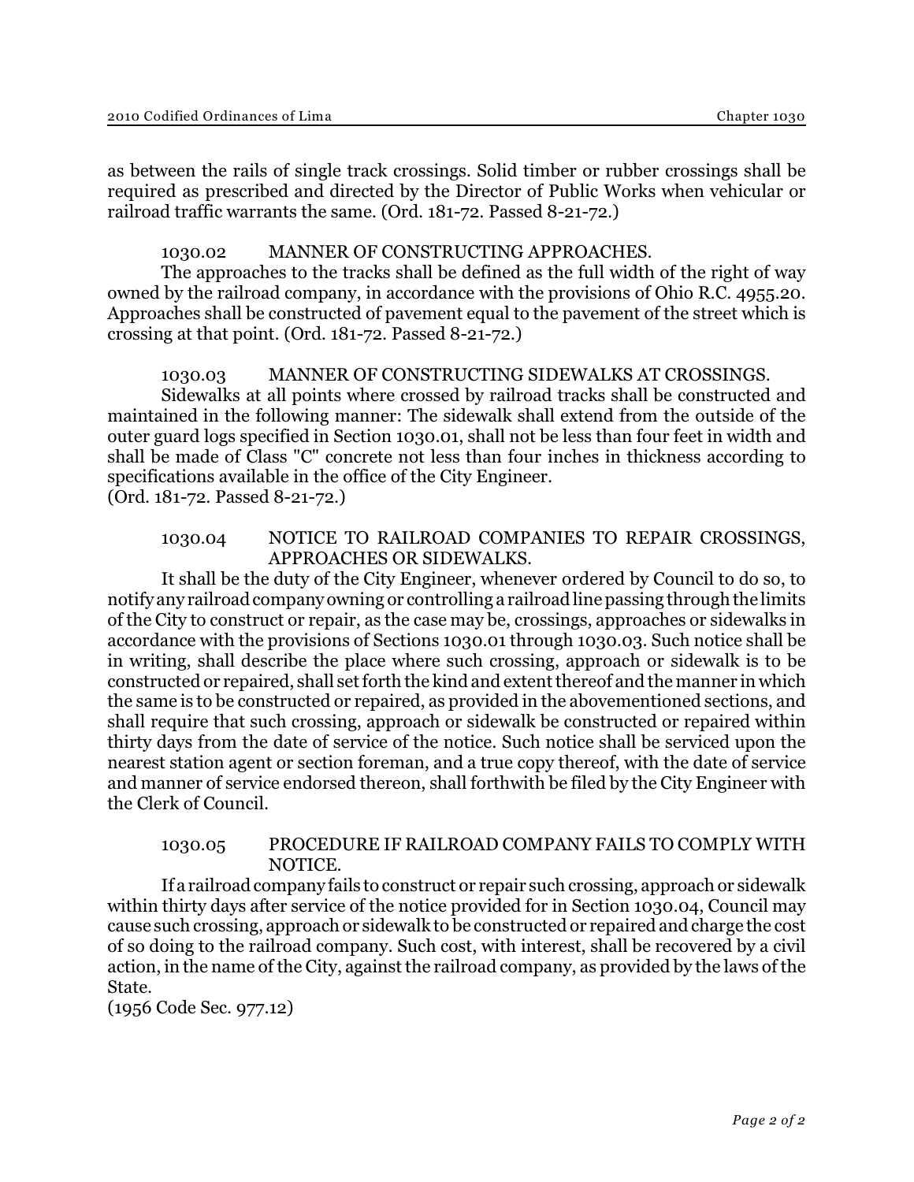as between the rails of single track crossings. Solid timber or rubber crossings shall be required as prescribed and directed by the Director of Public Works when vehicular or railroad traffic warrants the same. (Ord. 181-72. Passed 8-21-72.)

### 1030.02 MANNER OF CONSTRUCTING APPROACHES.

The approaches to the tracks shall be defined as the full width of the right of way owned by the railroad company, in accordance with the provisions of Ohio R.C. 4955.20. Approaches shall be constructed of pavement equal to the pavement of the street which is crossing at that point. (Ord. 181-72. Passed 8-21-72.)

### 1030.03 MANNER OF CONSTRUCTING SIDEWALKS AT CROSSINGS.

Sidewalks at all points where crossed by railroad tracks shall be constructed and maintained in the following manner: The sidewalk shall extend from the outside of the outer guard logs specified in Section 1030.01, shall not be less than four feet in width and shall be made of Class "C" concrete not less than four inches in thickness according to specifications available in the office of the City Engineer.
(Ord. 181-72. Passed 8-21-72.)

### 1030.04 NOTICE TO RAILROAD COMPANIES TO REPAIR CROSSINGS, APPROACHES OR SIDEWALKS.

It shall be the duty of the City Engineer, whenever ordered by Council to do so, to notify any railroad company owning or controlling a railroad line passing through the limits of the City to construct or repair, as the case may be, crossings, approaches or sidewalks in accordance with the provisions of Sections 1030.01 through 1030.03. Such notice shall be in writing, shall describe the place where such crossing, approach or sidewalk is to be constructed or repaired, shall set forth the kind and extent thereof and the manner in which the same is to be constructed or repaired, as provided in the abovementioned sections, and shall require that such crossing, approach or sidewalk be constructed or repaired within thirty days from the date of service of the notice. Such notice shall be serviced upon the nearest station agent or section foreman, and a true copy thereof, with the date of service and manner of service endorsed thereon, shall forthwith be filed by the City Engineer with the Clerk of Council.

### 1030.05 PROCEDURE IF RAILROAD COMPANY FAILS TO COMPLY WITH NOTICE.

If a railroad company fails to construct or repair such crossing, approach or sidewalk within thirty days after service of the notice provided for in Section 1030.04, Council may cause such crossing, approach or sidewalk to be constructed or repaired and charge the cost of so doing to the railroad company. Such cost, with interest, shall be recovered by a civil action, in the name of the City, against the railroad company, as provided by the laws of the State.
(1956 Code Sec. 977.12)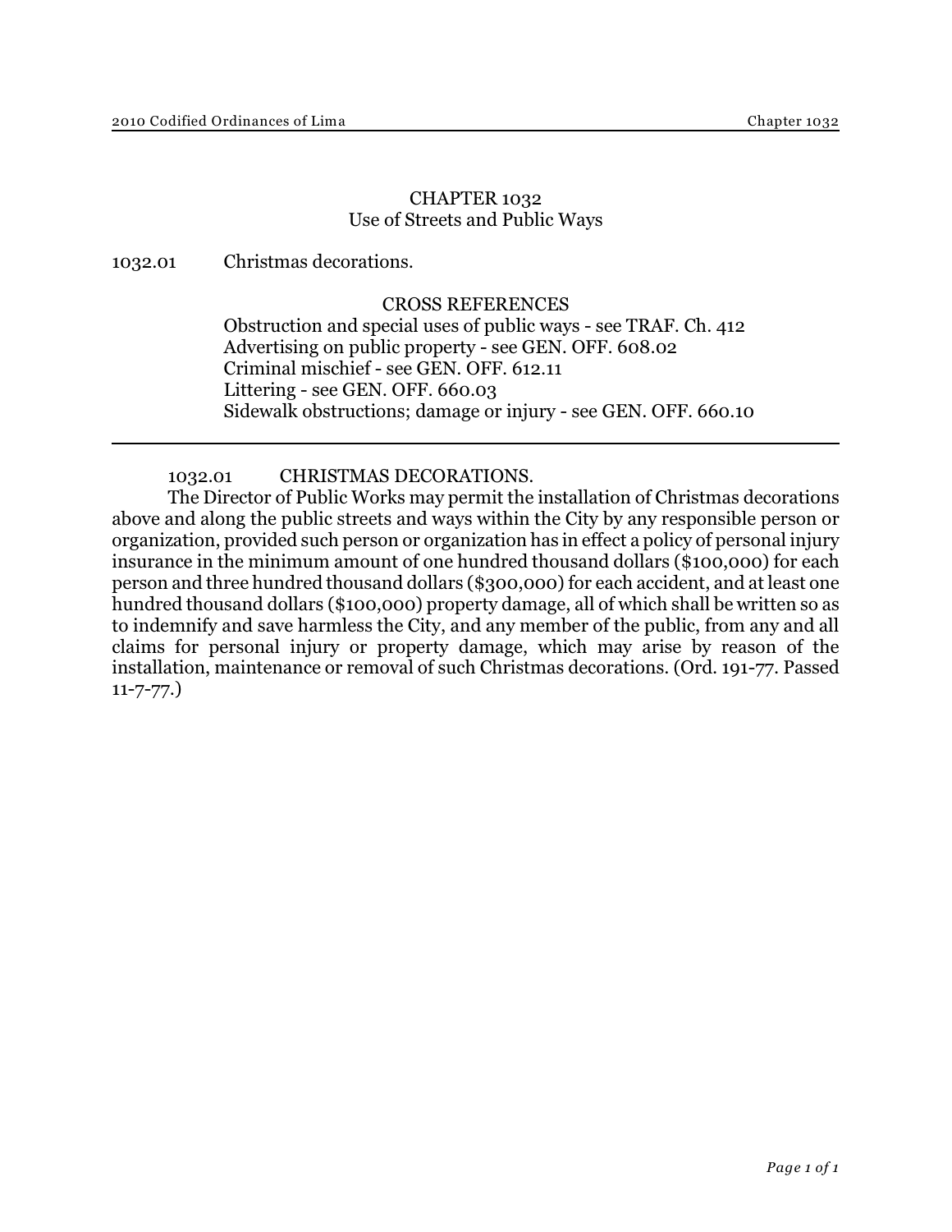# CHAPTER 1032
## Use of Streets and Public Ways

1032.01 Christmas decorations.

CROSS REFERENCES

Obstruction and special uses of public ways - see TRAF. Ch. 412
Advertising on public property - see GEN. OFF. 608.02
Criminal mischief - see GEN. OFF. 612.11
Littering - see GEN. OFF. 660.03
Sidewalk obstructions; damage or injury - see GEN. OFF. 660.10

---

### 1032.01 CHRISTMAS DECORATIONS.

The Director of Public Works may permit the installation of Christmas decorations above and along the public streets and ways within the City by any responsible person or organization, provided such person or organization has in effect a policy of personal injury insurance in the minimum amount of one hundred thousand dollars ($100,000) for each person and three hundred thousand dollars ($300,000) for each accident, and at least one hundred thousand dollars ($100,000) property damage, all of which shall be written so as to indemnify and save harmless the City, and any member of the public, from any and all claims for personal injury or property damage, which may arise by reason of the installation, maintenance or removal of such Christmas decorations. (Ord. 191-77. Passed 11-7-77.)